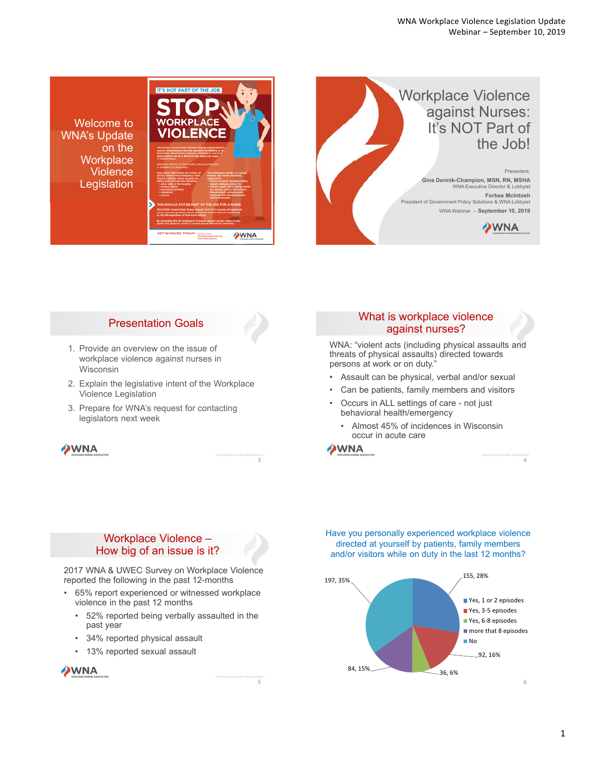# Welcome to WNA's Update on the Workplace Violence Legislation

IT'S NOT PART OF THE JOB

STOP WORKPLACE VIOLENCE

GET INVOLVED TODAY!

# Workplace Violence against Nurses: It's NOT Part of the Job!

Presenters:

**Gina Dennik-Champion, MSN, RN, MSHA**
WNA Executive Director & Lobbyist

**Forbes McIntosh**
President of Government Policy Solutions & WNA Lobbyist

WNA Webinar – **September 10, 2019**

## Presentation Goals

1. Provide an overview on the issue of workplace violence against nurses in Wisconsin
2. Explain the legislative intent of the Workplace Violence Legislation
3. Prepare for WNA's request for contacting legislators next week

## What is workplace violence against nurses?

WNA: "violent acts (including physical assaults and threats of physical assaults) directed towards persons at work or on duty."

- Assault can be physical, verbal and/or sexual
- Can be patients, family members and visitors
- Occurs in ALL settings of care - not just behavioral health/emergency
  - Almost 45% of incidences in Wisconsin occur in acute care

## Workplace Violence – How big of an issue is it?

2017 WNA & UWEC Survey on Workplace Violence reported the following in the past 12-months

- 65% report experienced or witnessed workplace violence in the past 12 months
  - 52% reported being verbally assaulted in the past year
  - 34% reported physical assault
  - 13% reported sexual assault

## Have you personally experienced workplace violence directed at yourself by patients, family members and/or visitors while on duty in the last 12 months?

| Response | Count | Percent |
|---|---|---|
| Yes, 1 or 2 episodes | 155 | 28% |
| Yes, 3-5 episodes | 92 | 16% |
| Yes, 6-8 episodes | 36 | 6% |
| more that 8 episodes | 84 | 15% |
| No | 197 | 35% |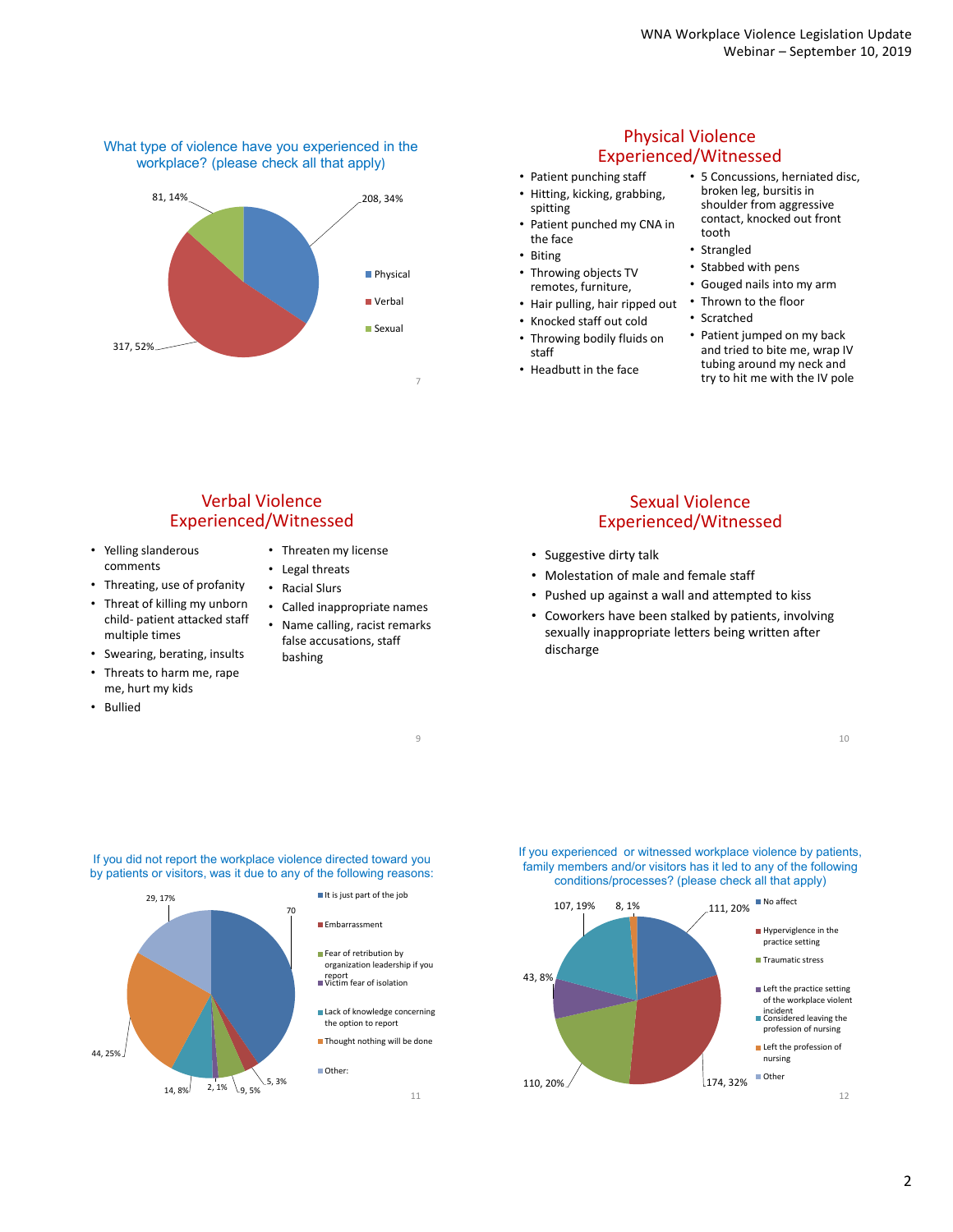## What type of violence have you experienced in the workplace? (please check all that apply)

| Type | Count | Percent |
|---|---|---|
| Physical | 208 | 34% |
| Verbal | 317 | 52% |
| Sexual | 81 | 14% |

## Physical Violence Experienced/Witnessed

- Patient punching staff
- Hitting, kicking, grabbing, spitting
- Patient punched my CNA in the face
- Biting
- Throwing objects TV remotes, furniture,
- Hair pulling, hair ripped out
- Knocked staff out cold
- Throwing bodily fluids on staff
- Headbutt in the face
- 5 Concussions, herniated disc, broken leg, bursitis in shoulder from aggressive contact, knocked out front tooth
- Strangled
- Stabbed with pens
- Gouged nails into my arm
- Thrown to the floor
- Scratched
- Patient jumped on my back and tried to bite me, wrap IV tubing around my neck and try to hit me with the IV pole

## Verbal Violence Experienced/Witnessed

- Yelling slanderous comments
- Threating, use of profanity
- Threat of killing my unborn child- patient attacked staff multiple times
- Swearing, berating, insults
- Threats to harm me, rape me, hurt my kids
- Bullied
- Threaten my license
- Legal threats
- Racial Slurs
- Called inappropriate names
- Name calling, racist remarks false accusations, staff bashing

## Sexual Violence Experienced/Witnessed

- Suggestive dirty talk
- Molestation of male and female staff
- Pushed up against a wall and attempted to kiss
- Coworkers have been stalked by patients, involving sexually inappropriate letters being written after discharge

## If you did not report the workplace violence directed toward you by patients or visitors, was it due to any of the following reasons:

| Reason | Count | Percent |
|---|---|---|
| It is just part of the job | 70 | |
| Embarrassment | 5 | 3% |
| Fear of retribution by organization leadership if you report | 9 | 5% |
| Victim fear of isolation | 2 | 1% |
| Lack of knowledge concerning the option to report | 14 | 8% |
| Thought nothing will be done | 44 | 25% |
| Other: | 29 | 17% |

## If you experienced or witnessed workplace violence by patients, family members and/or visitors has it led to any of the following conditions/processes? (please check all that apply)

| Condition/Process | Count | Percent |
|---|---|---|
| No affect | 111 | 20% |
| Hypervigilence in the practice setting | 174 | 32% |
| Traumatic stress | 110 | 20% |
| Left the practice setting of the workplace violent incident | 43 | 8% |
| Considered leaving the profession of nursing | 107 | 19% |
| Left the profession of nursing | 8 | 1% |
| Other | | |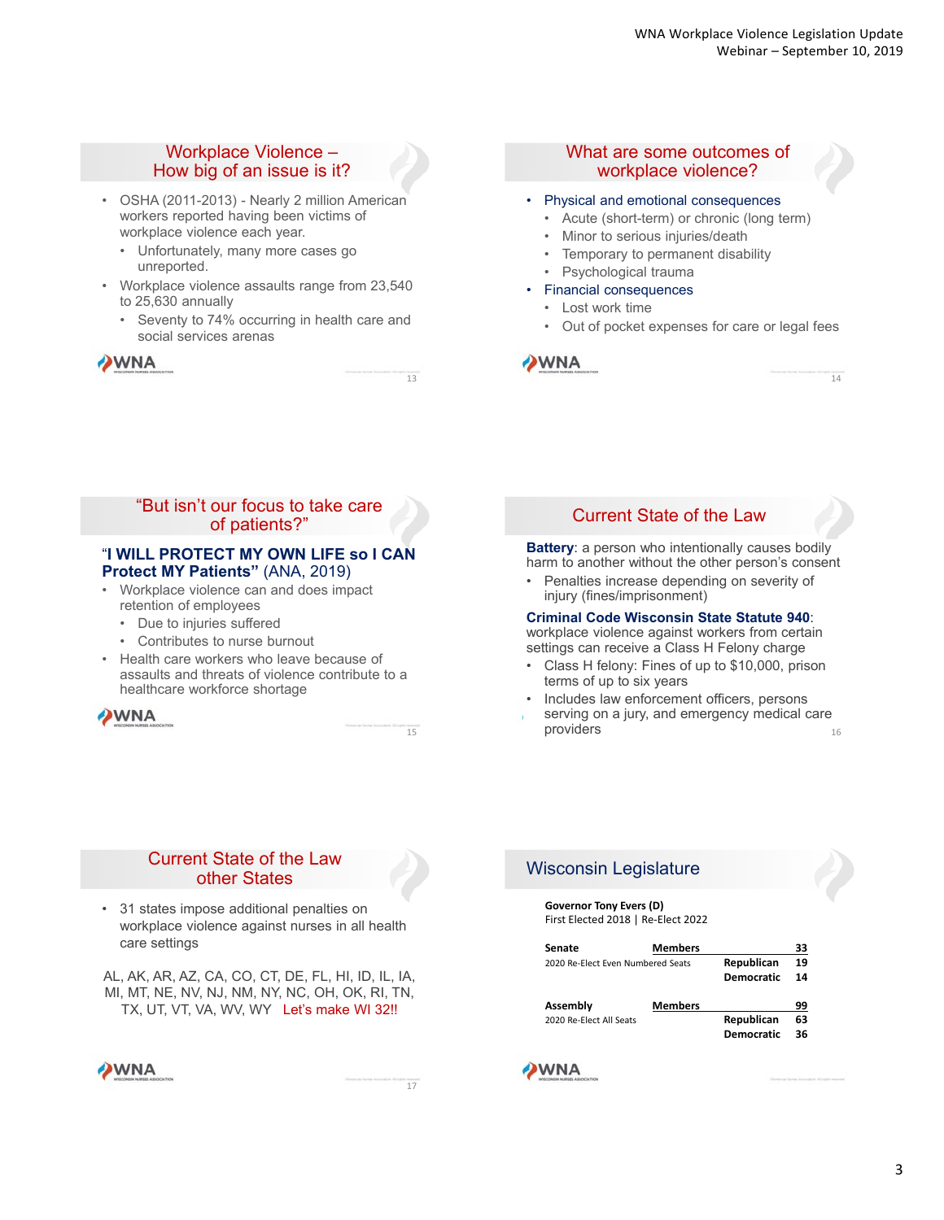## Workplace Violence – How big of an issue is it?

- OSHA (2011-2013) - Nearly 2 million American workers reported having been victims of workplace violence each year.
  - Unfortunately, many more cases go unreported.
- Workplace violence assaults range from 23,540 to 25,630 annually
  - Seventy to 74% occurring in health care and social services arenas

## What are some outcomes of workplace violence?

- Physical and emotional consequences
  - Acute (short-term) or chronic (long term)
  - Minor to serious injuries/death
  - Temporary to permanent disability
  - Psychological trauma
- Financial consequences
  - Lost work time
  - Out of pocket expenses for care or legal fees

## "But isn't our focus to take care of patients?"

**"I WILL PROTECT MY OWN LIFE so I CAN Protect MY Patients"** (ANA, 2019)

- Workplace violence can and does impact retention of employees
  - Due to injuries suffered
  - Contributes to nurse burnout
- Health care workers who leave because of assaults and threats of violence contribute to a healthcare workforce shortage

## Current State of the Law

**Battery**: a person who intentionally causes bodily harm to another without the other person's consent

- Penalties increase depending on severity of injury (fines/imprisonment)

**Criminal Code Wisconsin State Statute 940**: workplace violence against workers from certain settings can receive a Class H Felony charge

- Class H felony: Fines of up to $10,000, prison terms of up to six years
- Includes law enforcement officers, persons serving on a jury, and emergency medical care providers

## Current State of the Law other States

- 31 states impose additional penalties on workplace violence against nurses in all health care settings

AL, AK, AR, AZ, CA, CO, CT, DE, FL, HI, ID, IL, IA, MI, MT, NE, NV, NJ, NM, NY, NC, OH, OK, RI, TN, TX, UT, VT, VA, WV, WY Let's make WI 32!!

## Wisconsin Legislature

**Governor Tony Evers (D)**
First Elected 2018 | Re-Elect 2022

| **Senate** | **Members** | **33** |
|---|---|---|
| 2020 Re-Elect Even Numbered Seats | **Republican** | **19** |
| | **Democratic** | **14** |
| **Assembly** | **Members** | **99** |
| 2020 Re-Elect All Seats | **Republican** | **63** |
| | **Democratic** | **36** |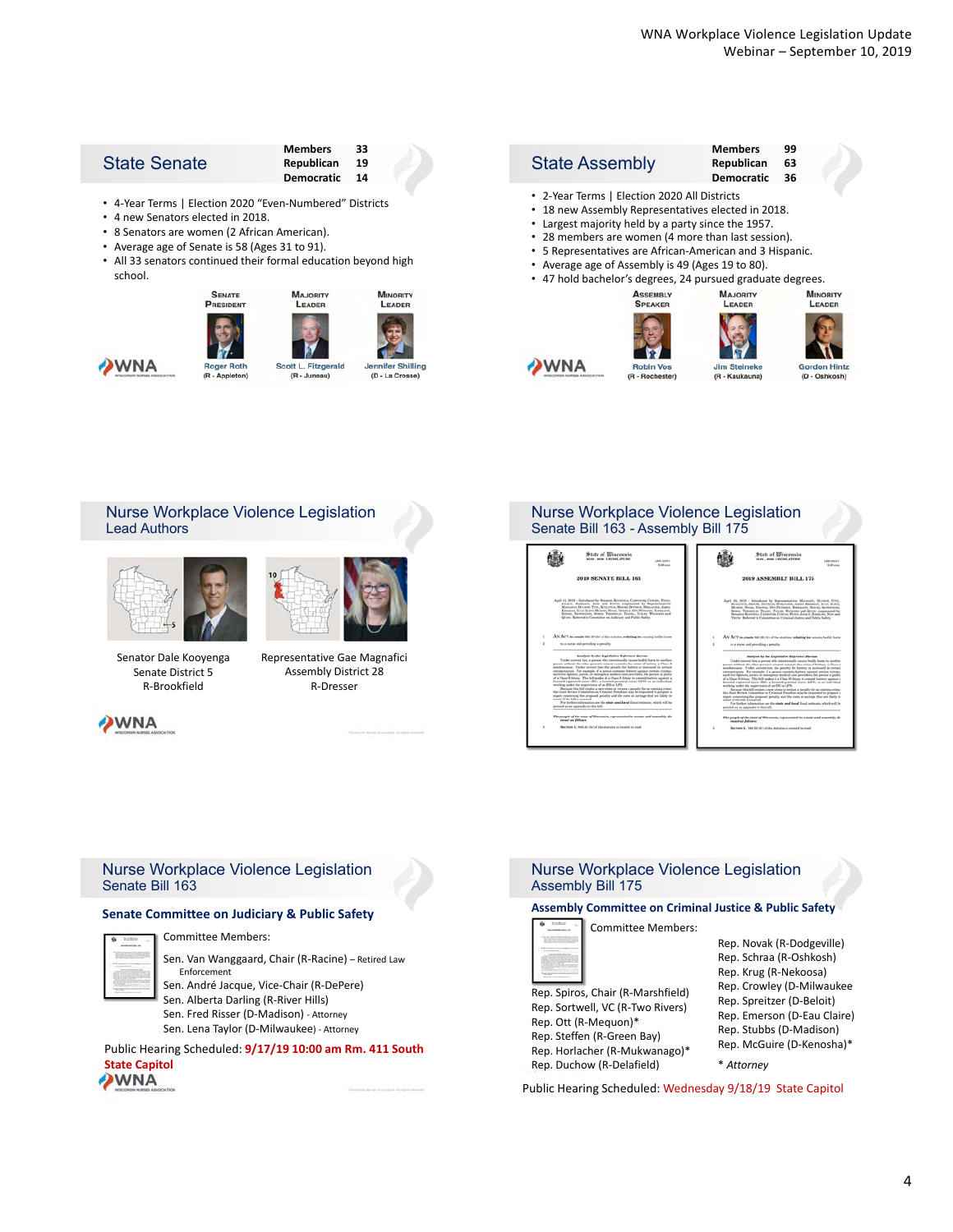## State Senate

| Members | 33 |
|---|---|
| Republican | 19 |
| Democratic | 14 |

- 4-Year Terms | Election 2020 "Even-Numbered" Districts
- 4 new Senators elected in 2018.
- 8 Senators are women (2 African American).
- Average age of Senate is 58 (Ages 31 to 91).
- All 33 senators continued their formal education beyond high school.

| Senate President | Majority Leader | Minority Leader |
|---|---|---|
| Roger Roth (R - Appleton) | Scott L. Fitzgerald (R - Juneau) | Jennifer Shilling (D - La Crosse) |

## State Assembly

| Members | 99 |
|---|---|
| Republican | 63 |
| Democratic | 36 |

- 2-Year Terms | Election 2020 All Districts
- 18 new Assembly Representatives elected in 2018.
- Largest majority held by a party since the 1957.
- 28 members are women (4 more than last session).
- 5 Representatives are African-American and 3 Hispanic.
- Average age of Assembly is 49 (Ages 19 to 80).
- 47 hold bachelor's degrees, 24 pursued graduate degrees.

| Assembly Speaker | Majority Leader | Minority Leader |
|---|---|---|
| Robin Vos (R - Rochester) | Jim Steineke (R - Kaukauna) | Gordon Hintz (D - Oshkosh) |

## Nurse Workplace Violence Legislation
### Lead Authors

Senator Dale Kooyenga
Senate District 5
R-Brookfield

Representative Gae Magnafici
Assembly District 28
R-Dresser

## Nurse Workplace Violence Legislation
### Senate Bill 163 - Assembly Bill 175

2019 SENATE BILL 163

2019 ASSEMBLY BILL 175

## Nurse Workplace Violence Legislation
### Senate Bill 163

**Senate Committee on Judiciary & Public Safety**

Committee Members:

- Sen. Van Wanggaard, Chair (R-Racine) – Retired Law Enforcement
- Sen. André Jacque, Vice-Chair (R-DePere)
- Sen. Alberta Darling (R-River Hills)
- Sen. Fred Risser (D-Madison) - Attorney
- Sen. Lena Taylor (D-Milwaukee) - Attorney

Public Hearing Scheduled: **9/17/19 10:00 am Rm. 411 South State Capitol**

## Nurse Workplace Violence Legislation
### Assembly Bill 175

**Assembly Committee on Criminal Justice & Public Safety**

Committee Members:

- Rep. Spiros, Chair (R-Marshfield)
- Rep. Sortwell, VC (R-Two Rivers)
- Rep. Ott (R-Mequon)*
- Rep. Steffen (R-Green Bay)
- Rep. Horlacher (R-Mukwanago)*
- Rep. Duchow (R-Delafield)
- Rep. Novak (R-Dodgeville)
- Rep. Schraa (R-Oshkosh)
- Rep. Krug (R-Nekoosa)
- Rep. Crowley (D-Milwaukee)
- Rep. Spreitzer (D-Beloit)
- Rep. Emerson (D-Eau Claire)
- Rep. Stubbs (D-Madison)
- Rep. McGuire (D-Kenosha)*

\* *Attorney*

Public Hearing Scheduled: Wednesday 9/18/19 State Capitol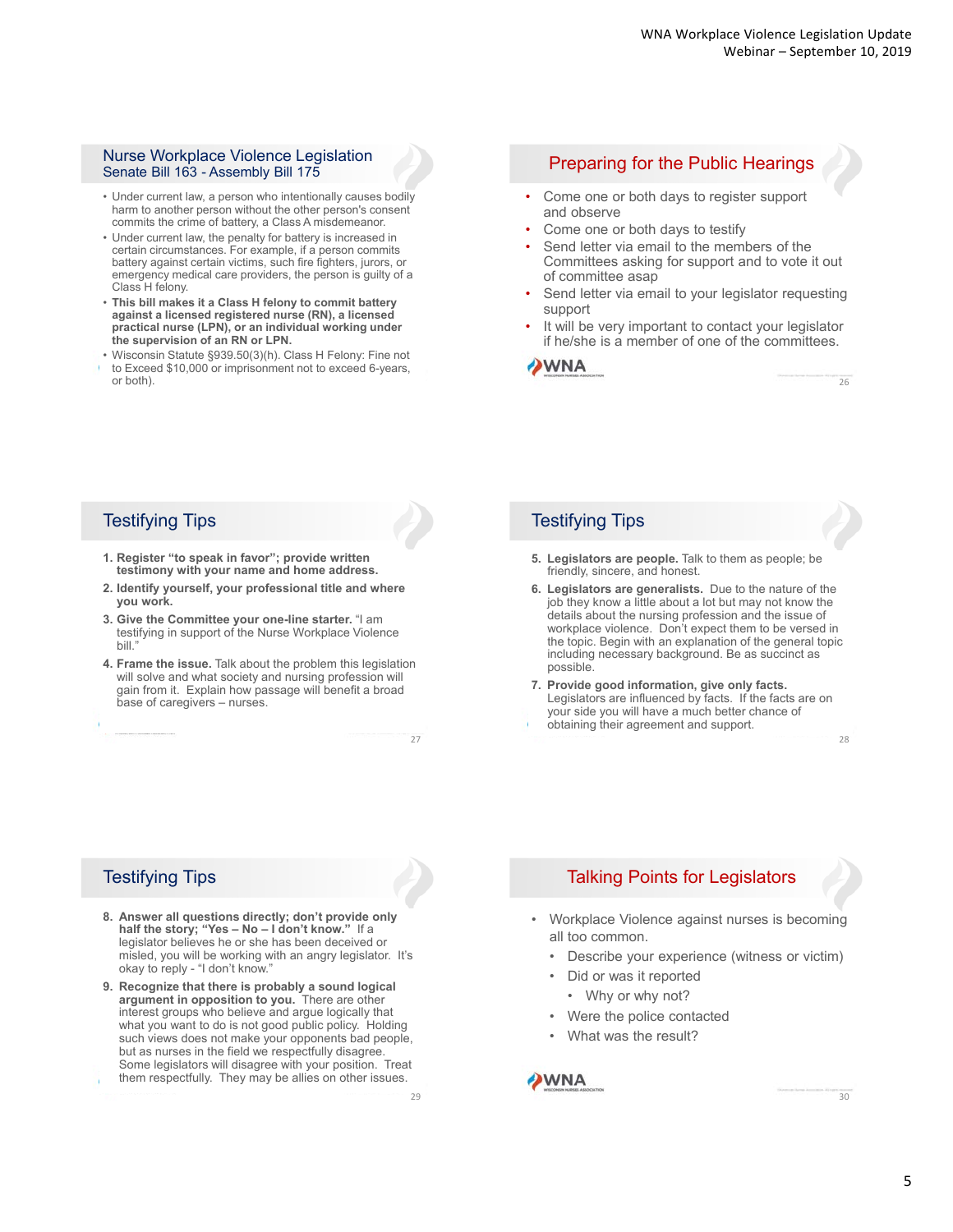## Nurse Workplace Violence Legislation
### Senate Bill 163 - Assembly Bill 175

- Under current law, a person who intentionally causes bodily harm to another person without the other person's consent commits the crime of battery, a Class A misdemeanor.
- Under current law, the penalty for battery is increased in certain circumstances. For example, if a person commits battery against certain victims, such fire fighters, jurors, or emergency medical care providers, the person is guilty of a Class H felony.
- **This bill makes it a Class H felony to commit battery against a licensed registered nurse (RN), a licensed practical nurse (LPN), or an individual working under the supervision of an RN or LPN.**
- Wisconsin Statute §939.50(3)(h). Class H Felony: Fine not to Exceed $10,000 or imprisonment not to exceed 6-years, or both).

## Preparing for the Public Hearings

- Come one or both days to register support and observe
- Come one or both days to testify
- Send letter via email to the members of the Committees asking for support and to vote it out of committee asap
- Send letter via email to your legislator requesting support
- It will be very important to contact your legislator if he/she is a member of one of the committees.

## Testifying Tips

1. **Register "to speak in favor"; provide written testimony with your name and home address.**
2. **Identify yourself, your professional title and where you work.**
3. **Give the Committee your one-line starter.** "I am testifying in support of the Nurse Workplace Violence bill."
4. **Frame the issue.** Talk about the problem this legislation will solve and what society and nursing profession will gain from it. Explain how passage will benefit a broad base of caregivers – nurses.

## Testifying Tips

5. **Legislators are people.** Talk to them as people; be friendly, sincere, and honest.
6. **Legislators are generalists.** Due to the nature of the job they know a little about a lot but may not know the details about the nursing profession and the issue of workplace violence. Don't expect them to be versed in the topic. Begin with an explanation of the general topic including necessary background. Be as succinct as possible.
7. **Provide good information, give only facts.** Legislators are influenced by facts. If the facts are on your side you will have a much better chance of obtaining their agreement and support.

## Testifying Tips

8. **Answer all questions directly; don't provide only half the story; "Yes – No – I don't know."** If a legislator believes he or she has been deceived or misled, you will be working with an angry legislator. It's okay to reply - "I don't know."
9. **Recognize that there is probably a sound logical argument in opposition to you.** There are other interest groups who believe and argue logically that what you want to do is not good public policy. Holding such views does not make your opponents bad people, but as nurses in the field we respectfully disagree. Some legislators will disagree with your position. Treat them respectfully. They may be allies on other issues.

## Talking Points for Legislators

- Workplace Violence against nurses is becoming all too common.
  - Describe your experience (witness or victim)
  - Did or was it reported
    - Why or why not?
  - Were the police contacted
  - What was the result?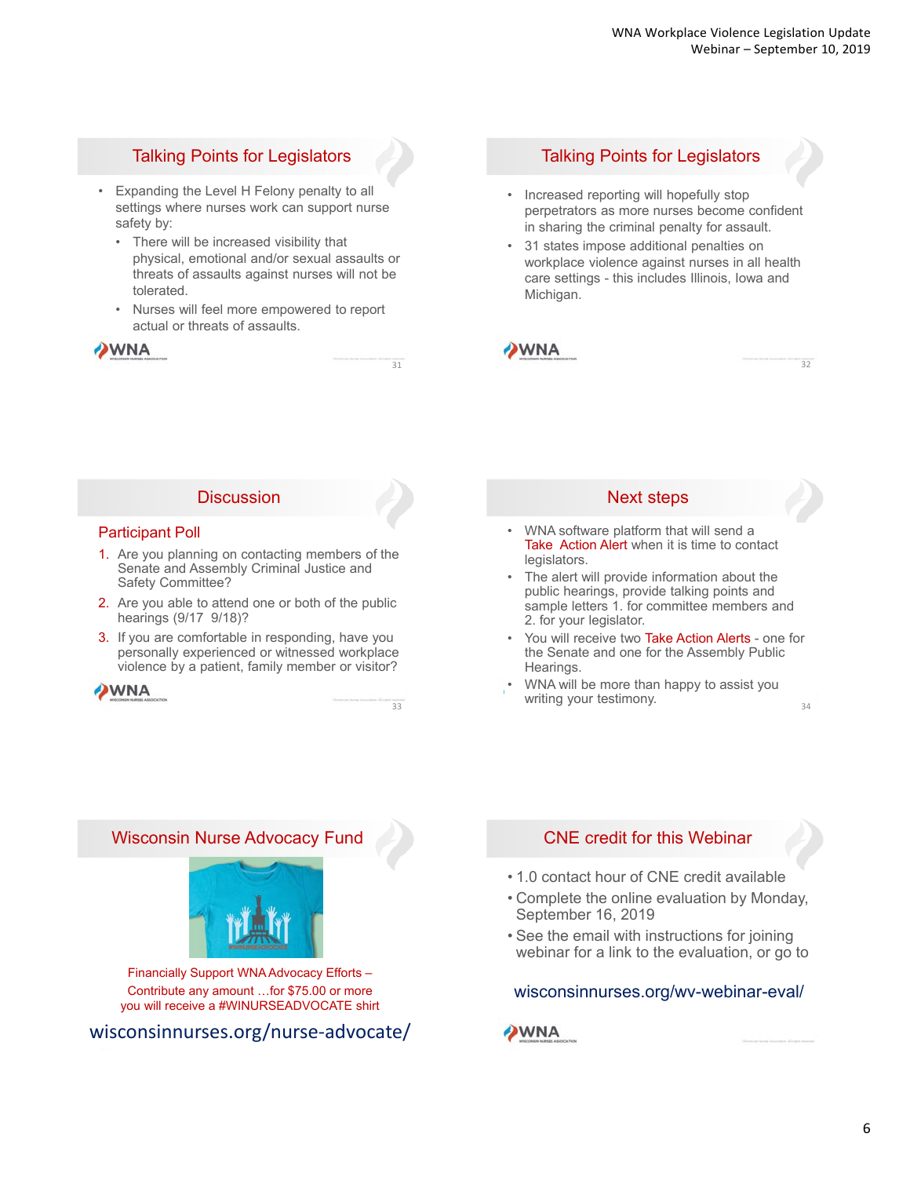## Talking Points for Legislators

- Expanding the Level H Felony penalty to all settings where nurses work can support nurse safety by:
  - There will be increased visibility that physical, emotional and/or sexual assaults or threats of assaults against nurses will not be tolerated.
  - Nurses will feel more empowered to report actual or threats of assaults.

## Talking Points for Legislators

- Increased reporting will hopefully stop perpetrators as more nurses become confident in sharing the criminal penalty for assault.
- 31 states impose additional penalties on workplace violence against nurses in all health care settings - this includes Illinois, Iowa and Michigan.

## Discussion

### Participant Poll

1. Are you planning on contacting members of the Senate and Assembly Criminal Justice and Safety Committee?
2. Are you able to attend one or both of the public hearings (9/17 9/18)?
3. If you are comfortable in responding, have you personally experienced or witnessed workplace violence by a patient, family member or visitor?

## Next steps

- WNA software platform that will send a Take Action Alert when it is time to contact legislators.
- The alert will provide information about the public hearings, provide talking points and sample letters 1. for committee members and 2. for your legislator.
- You will receive two Take Action Alerts - one for the Senate and one for the Assembly Public Hearings.
- WNA will be more than happy to assist you writing your testimony.

## Wisconsin Nurse Advocacy Fund

Financially Support WNA Advocacy Efforts – Contribute any amount …for $75.00 or more you will receive a #WINURSEADVOCATE shirt

wisconsinnurses.org/nurse-advocate/

## CNE credit for this Webinar

- 1.0 contact hour of CNE credit available
- Complete the online evaluation by Monday, September 16, 2019
- See the email with instructions for joining webinar for a link to the evaluation, or go to

wisconsinnurses.org/wv-webinar-eval/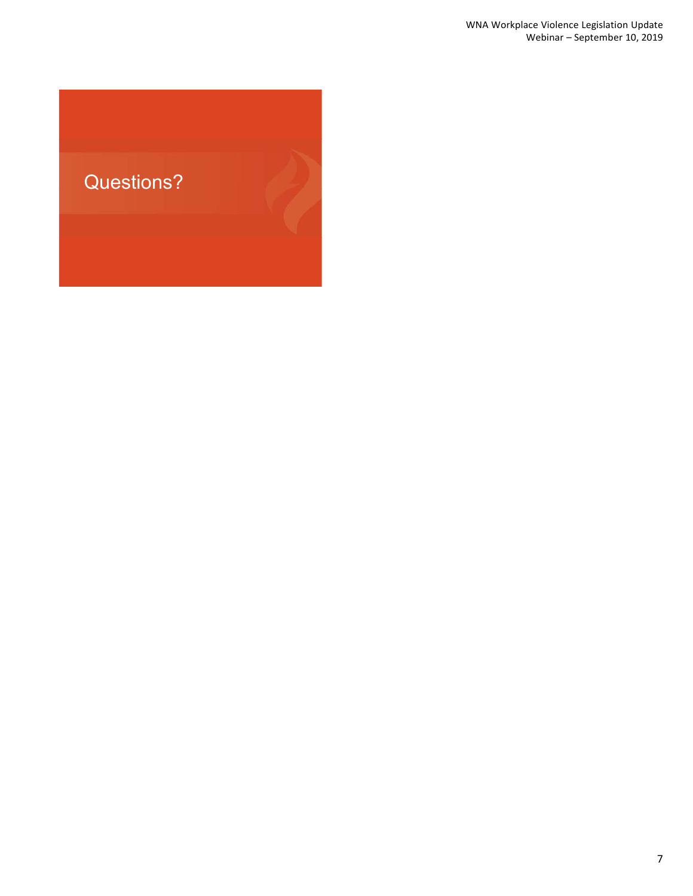Questions?